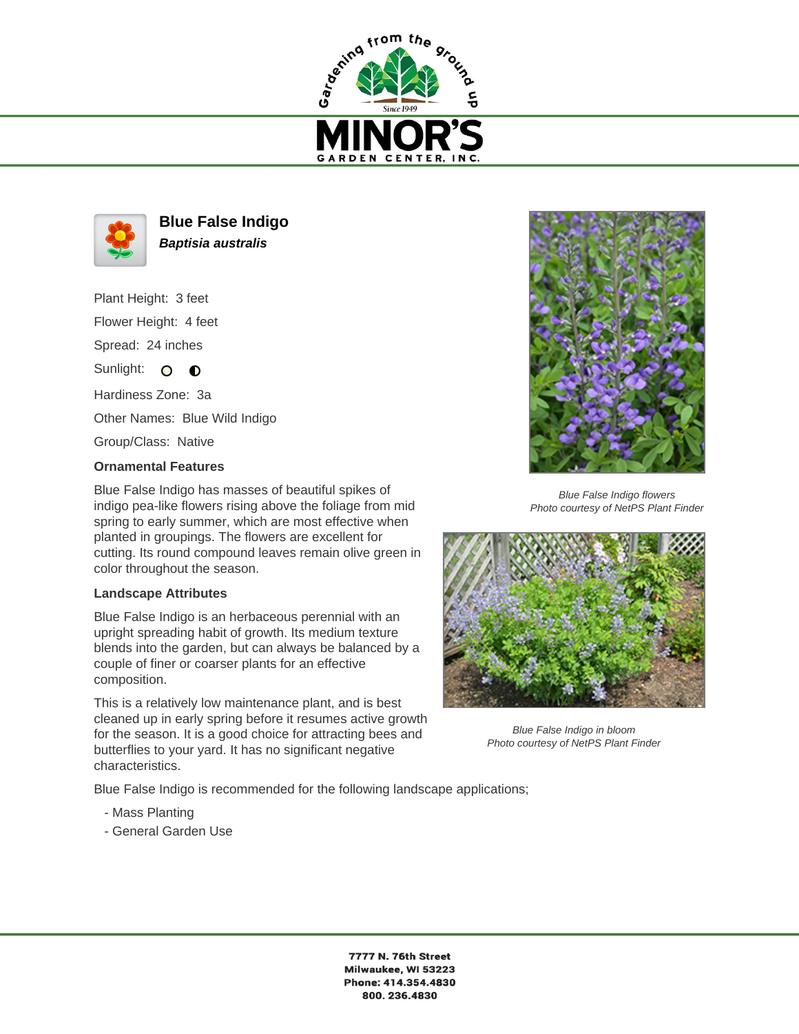# Blue False Indigo

***Baptisia australis***

Plant Height: 3 feet

Flower Height: 4 feet

Spread: 24 inches

Sunlight:

Hardiness Zone: 3a

Other Names: Blue Wild Indigo

Group/Class: Native

### Ornamental Features

Blue False Indigo has masses of beautiful spikes of indigo pea-like flowers rising above the foliage from mid spring to early summer, which are most effective when planted in groupings. The flowers are excellent for cutting. Its round compound leaves remain olive green in color throughout the season.

### Landscape Attributes

Blue False Indigo is an herbaceous perennial with an upright spreading habit of growth. Its medium texture blends into the garden, but can always be balanced by a couple of finer or coarser plants for an effective composition.

This is a relatively low maintenance plant, and is best cleaned up in early spring before it resumes active growth for the season. It is a good choice for attracting bees and butterflies to your yard. It has no significant negative characteristics.

Blue False Indigo is recommended for the following landscape applications;

- Mass Planting
- General Garden Use

*Blue False Indigo flowers*
*Photo courtesy of NetPS Plant Finder*

*Blue False Indigo in bloom*
*Photo courtesy of NetPS Plant Finder*

**7777 N. 76th Street**
**Milwaukee, WI 53223**
**Phone: 414.354.4830**
**800. 236.4830**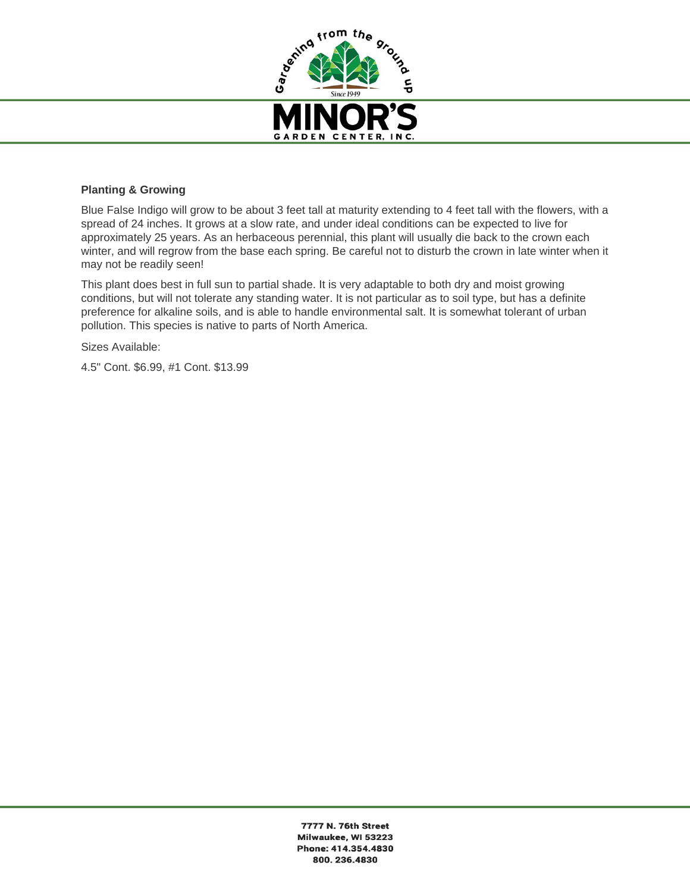### Planting & Growing

Blue False Indigo will grow to be about 3 feet tall at maturity extending to 4 feet tall with the flowers, with a spread of 24 inches. It grows at a slow rate, and under ideal conditions can be expected to live for approximately 25 years. As an herbaceous perennial, this plant will usually die back to the crown each winter, and will regrow from the base each spring. Be careful not to disturb the crown in late winter when it may not be readily seen!

This plant does best in full sun to partial shade. It is very adaptable to both dry and moist growing conditions, but will not tolerate any standing water. It is not particular as to soil type, but has a definite preference for alkaline soils, and is able to handle environmental salt. It is somewhat tolerant of urban pollution. This species is native to parts of North America.

Sizes Available:

4.5" Cont. $6.99, #1 Cont. $13.99